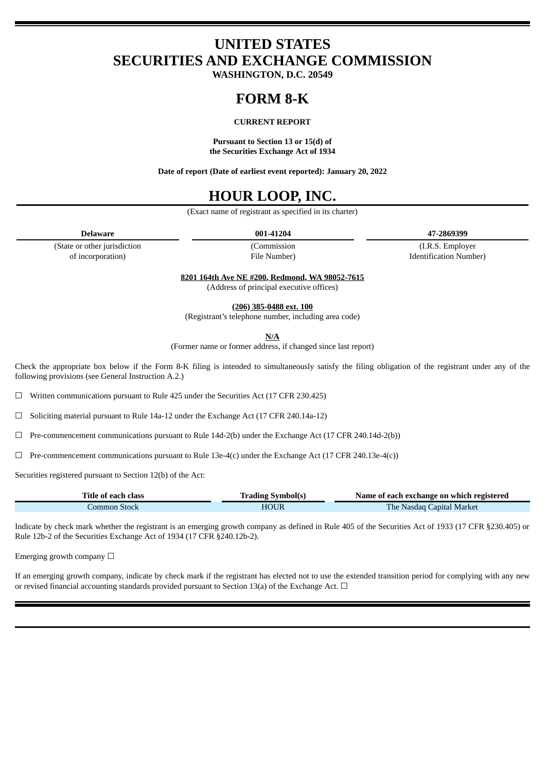# UNITED STATES
# SECURITIES AND EXCHANGE COMMISSION
**WASHINGTON, D.C. 20549**

# FORM 8-K

**CURRENT REPORT**

**Pursuant to Section 13 or 15(d) of the Securities Exchange Act of 1934**

**Date of report (Date of earliest event reported): January 20, 2022**

# HOUR LOOP, INC.

(Exact name of registrant as specified in its charter)

| **Delaware** | **001-41204** | **47-2869399** |
|---|---|---|
| (State or other jurisdiction of incorporation) | (Commission File Number) | (I.R.S. Employer Identification Number) |

**8201 164th Ave NE #200, Redmond, WA 98052-7615**
(Address of principal executive offices)

**(206) 385-0488 ext. 100**
(Registrant's telephone number, including area code)

**N/A**
(Former name or former address, if changed since last report)

Check the appropriate box below if the Form 8-K filing is intended to simultaneously satisfy the filing obligation of the registrant under any of the following provisions (see General Instruction A.2.)

☐ Written communications pursuant to Rule 425 under the Securities Act (17 CFR 230.425)

☐ Soliciting material pursuant to Rule 14a-12 under the Exchange Act (17 CFR 240.14a-12)

☐ Pre-commencement communications pursuant to Rule 14d-2(b) under the Exchange Act (17 CFR 240.14d-2(b))

☐ Pre-commencement communications pursuant to Rule 13e-4(c) under the Exchange Act (17 CFR 240.13e-4(c))

Securities registered pursuant to Section 12(b) of the Act:

| Title of each class | Trading Symbol(s) | Name of each exchange on which registered |
|---|---|---|
| Common Stock | HOUR | The Nasdaq Capital Market |

Indicate by check mark whether the registrant is an emerging growth company as defined in Rule 405 of the Securities Act of 1933 (17 CFR §230.405) or Rule 12b-2 of the Securities Exchange Act of 1934 (17 CFR §240.12b-2).

Emerging growth company ☐

If an emerging growth company, indicate by check mark if the registrant has elected not to use the extended transition period for complying with any new or revised financial accounting standards provided pursuant to Section 13(a) of the Exchange Act. ☐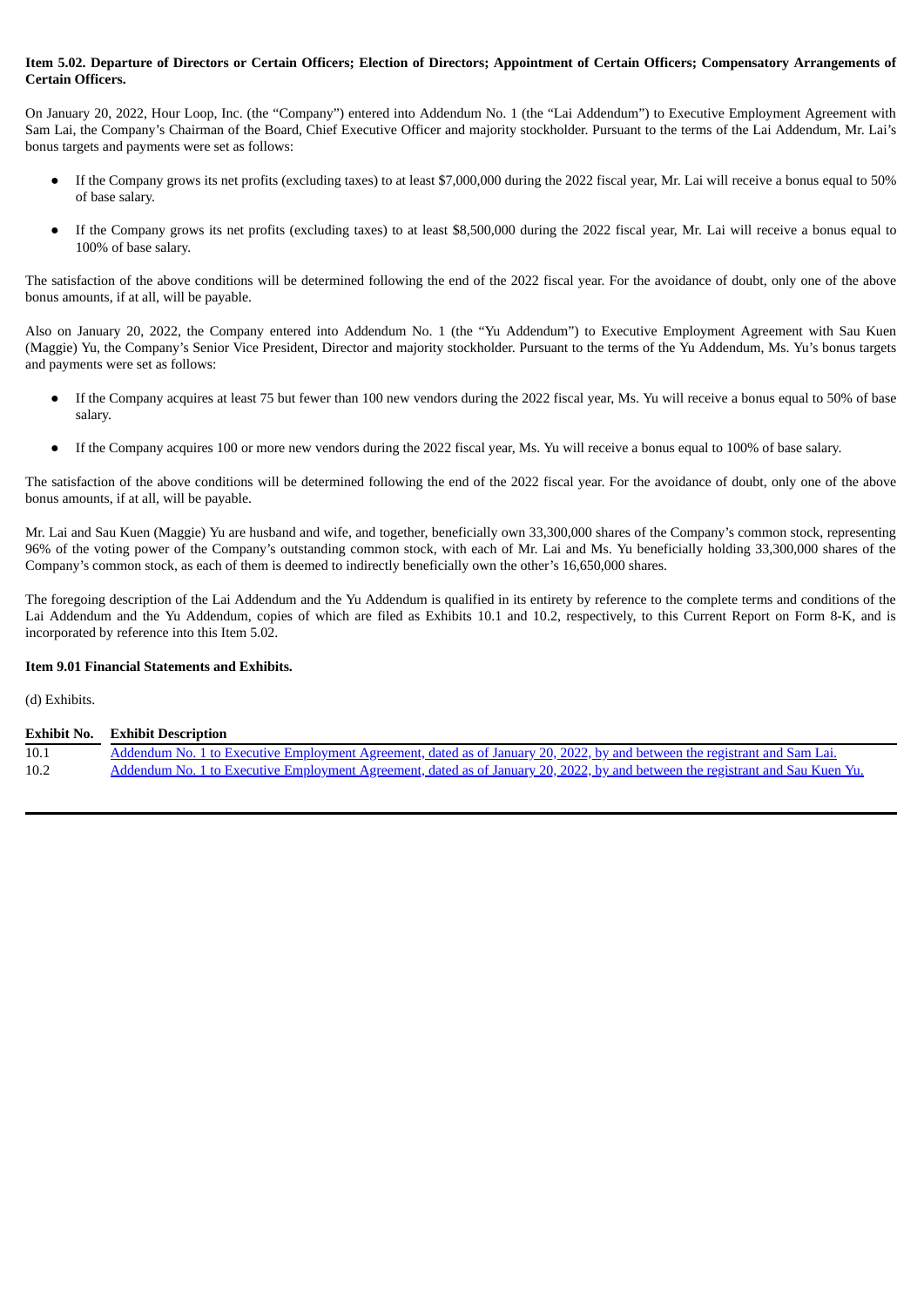**Item 5.02. Departure of Directors or Certain Officers; Election of Directors; Appointment of Certain Officers; Compensatory Arrangements of Certain Officers.**

On January 20, 2022, Hour Loop, Inc. (the "Company") entered into Addendum No. 1 (the "Lai Addendum") to Executive Employment Agreement with Sam Lai, the Company's Chairman of the Board, Chief Executive Officer and majority stockholder. Pursuant to the terms of the Lai Addendum, Mr. Lai's bonus targets and payments were set as follows:

- If the Company grows its net profits (excluding taxes) to at least $7,000,000 during the 2022 fiscal year, Mr. Lai will receive a bonus equal to 50% of base salary.
- If the Company grows its net profits (excluding taxes) to at least $8,500,000 during the 2022 fiscal year, Mr. Lai will receive a bonus equal to 100% of base salary.

The satisfaction of the above conditions will be determined following the end of the 2022 fiscal year. For the avoidance of doubt, only one of the above bonus amounts, if at all, will be payable.

Also on January 20, 2022, the Company entered into Addendum No. 1 (the "Yu Addendum") to Executive Employment Agreement with Sau Kuen (Maggie) Yu, the Company's Senior Vice President, Director and majority stockholder. Pursuant to the terms of the Yu Addendum, Ms. Yu's bonus targets and payments were set as follows:

- If the Company acquires at least 75 but fewer than 100 new vendors during the 2022 fiscal year, Ms. Yu will receive a bonus equal to 50% of base salary.
- If the Company acquires 100 or more new vendors during the 2022 fiscal year, Ms. Yu will receive a bonus equal to 100% of base salary.

The satisfaction of the above conditions will be determined following the end of the 2022 fiscal year. For the avoidance of doubt, only one of the above bonus amounts, if at all, will be payable.

Mr. Lai and Sau Kuen (Maggie) Yu are husband and wife, and together, beneficially own 33,300,000 shares of the Company's common stock, representing 96% of the voting power of the Company's outstanding common stock, with each of Mr. Lai and Ms. Yu beneficially holding 33,300,000 shares of the Company's common stock, as each of them is deemed to indirectly beneficially own the other's 16,650,000 shares.

The foregoing description of the Lai Addendum and the Yu Addendum is qualified in its entirety by reference to the complete terms and conditions of the Lai Addendum and the Yu Addendum, copies of which are filed as Exhibits 10.1 and 10.2, respectively, to this Current Report on Form 8-K, and is incorporated by reference into this Item 5.02.

**Item 9.01 Financial Statements and Exhibits.**

(d) Exhibits.

| Exhibit No. | Exhibit Description |
|---|---|
| 10.1 | Addendum No. 1 to Executive Employment Agreement, dated as of January 20, 2022, by and between the registrant and Sam Lai. |
| 10.2 | Addendum No. 1 to Executive Employment Agreement, dated as of January 20, 2022, by and between the registrant and Sau Kuen Yu. |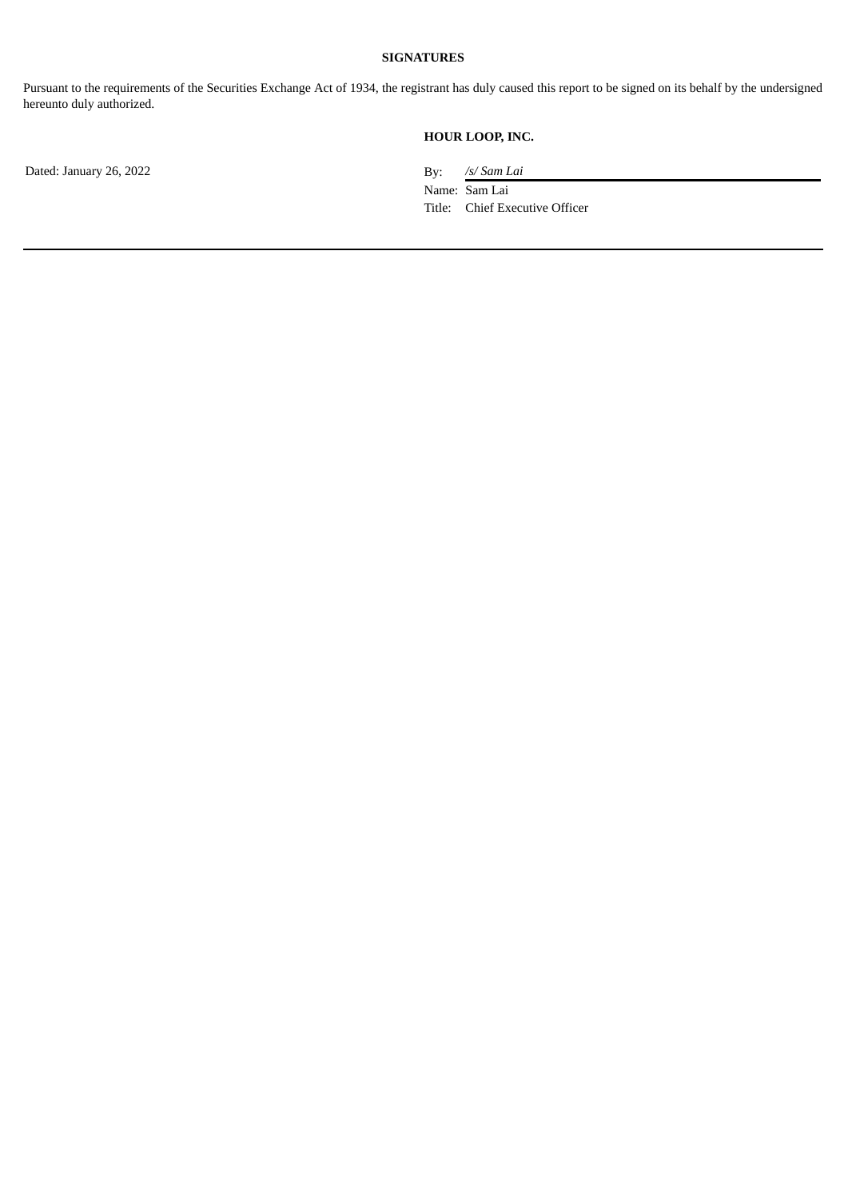**SIGNATURES**

Pursuant to the requirements of the Securities Exchange Act of 1934, the registrant has duly caused this report to be signed on its behalf by the undersigned hereunto duly authorized.

**HOUR LOOP, INC.**

Dated: January 26, 2022

By: */s/ Sam Lai*
Name: Sam Lai
Title: Chief Executive Officer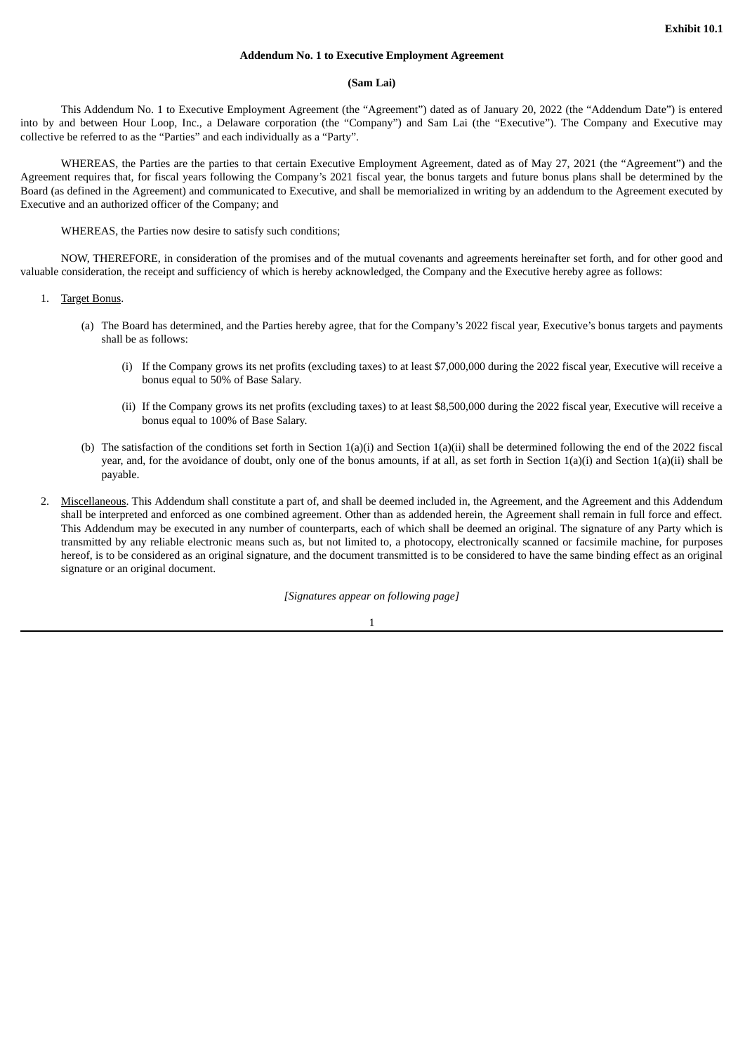**Exhibit 10.1**

**Addendum No. 1 to Executive Employment Agreement**

**(Sam Lai)**

This Addendum No. 1 to Executive Employment Agreement (the "Agreement") dated as of January 20, 2022 (the "Addendum Date") is entered into by and between Hour Loop, Inc., a Delaware corporation (the "Company") and Sam Lai (the "Executive"). The Company and Executive may collective be referred to as the "Parties" and each individually as a "Party".

WHEREAS, the Parties are the parties to that certain Executive Employment Agreement, dated as of May 27, 2021 (the "Agreement") and the Agreement requires that, for fiscal years following the Company's 2021 fiscal year, the bonus targets and future bonus plans shall be determined by the Board (as defined in the Agreement) and communicated to Executive, and shall be memorialized in writing by an addendum to the Agreement executed by Executive and an authorized officer of the Company; and

WHEREAS, the Parties now desire to satisfy such conditions;

NOW, THEREFORE, in consideration of the promises and of the mutual covenants and agreements hereinafter set forth, and for other good and valuable consideration, the receipt and sufficiency of which is hereby acknowledged, the Company and the Executive hereby agree as follows:

1. Target Bonus.

   (a) The Board has determined, and the Parties hereby agree, that for the Company's 2022 fiscal year, Executive's bonus targets and payments shall be as follows:

      (i) If the Company grows its net profits (excluding taxes) to at least $7,000,000 during the 2022 fiscal year, Executive will receive a bonus equal to 50% of Base Salary.

      (ii) If the Company grows its net profits (excluding taxes) to at least $8,500,000 during the 2022 fiscal year, Executive will receive a bonus equal to 100% of Base Salary.

   (b) The satisfaction of the conditions set forth in Section 1(a)(i) and Section 1(a)(ii) shall be determined following the end of the 2022 fiscal year, and, for the avoidance of doubt, only one of the bonus amounts, if at all, as set forth in Section 1(a)(i) and Section 1(a)(ii) shall be payable.

2. Miscellaneous. This Addendum shall constitute a part of, and shall be deemed included in, the Agreement, and the Agreement and this Addendum shall be interpreted and enforced as one combined agreement. Other than as addended herein, the Agreement shall remain in full force and effect. This Addendum may be executed in any number of counterparts, each of which shall be deemed an original. The signature of any Party which is transmitted by any reliable electronic means such as, but not limited to, a photocopy, electronically scanned or facsimile machine, for purposes hereof, is to be considered as an original signature, and the document transmitted is to be considered to have the same binding effect as an original signature or an original document.

*[Signatures appear on following page]*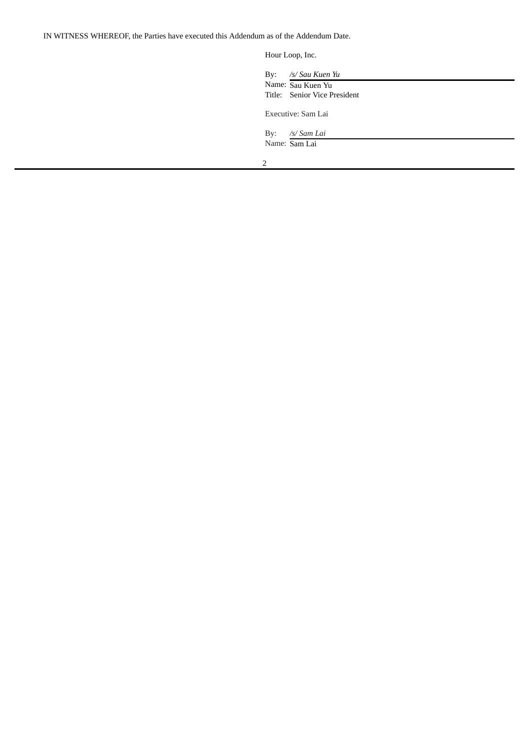IN WITNESS WHEREOF, the Parties have executed this Addendum as of the Addendum Date.

Hour Loop, Inc.

By: */s/ Sau Kuen Yu*
Name: Sau Kuen Yu
Title: Senior Vice President

Executive: Sam Lai

By: */s/ Sam Lai*
Name: Sam Lai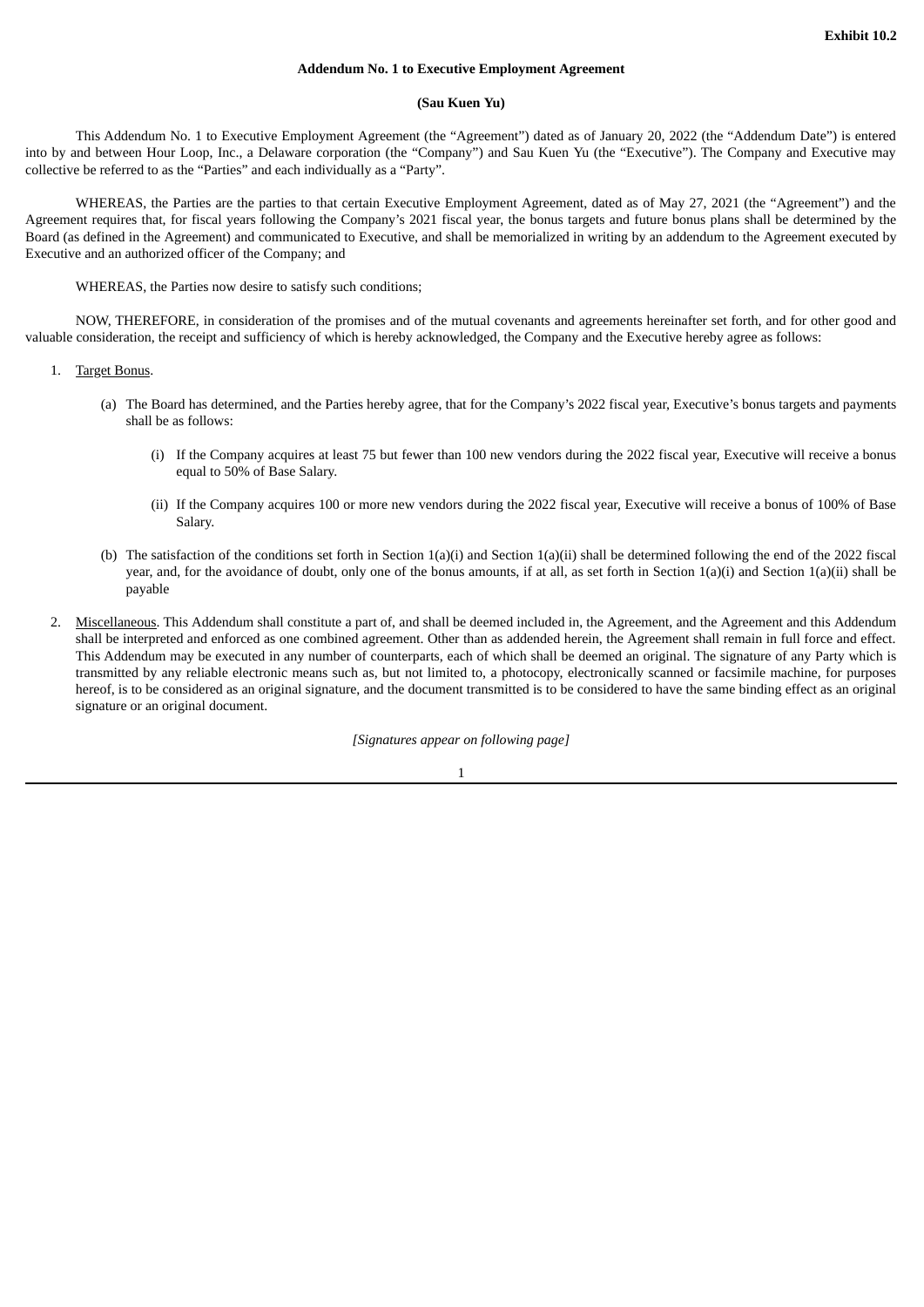**Exhibit 10.2**

**Addendum No. 1 to Executive Employment Agreement**

**(Sau Kuen Yu)**

This Addendum No. 1 to Executive Employment Agreement (the "Agreement") dated as of January 20, 2022 (the "Addendum Date") is entered into by and between Hour Loop, Inc., a Delaware corporation (the "Company") and Sau Kuen Yu (the "Executive"). The Company and Executive may collective be referred to as the "Parties" and each individually as a "Party".

WHEREAS, the Parties are the parties to that certain Executive Employment Agreement, dated as of May 27, 2021 (the "Agreement") and the Agreement requires that, for fiscal years following the Company's 2021 fiscal year, the bonus targets and future bonus plans shall be determined by the Board (as defined in the Agreement) and communicated to Executive, and shall be memorialized in writing by an addendum to the Agreement executed by Executive and an authorized officer of the Company; and

WHEREAS, the Parties now desire to satisfy such conditions;

NOW, THEREFORE, in consideration of the promises and of the mutual covenants and agreements hereinafter set forth, and for other good and valuable consideration, the receipt and sufficiency of which is hereby acknowledged, the Company and the Executive hereby agree as follows:

1. Target Bonus.

    (a) The Board has determined, and the Parties hereby agree, that for the Company's 2022 fiscal year, Executive's bonus targets and payments shall be as follows:

        (i) If the Company acquires at least 75 but fewer than 100 new vendors during the 2022 fiscal year, Executive will receive a bonus equal to 50% of Base Salary.

        (ii) If the Company acquires 100 or more new vendors during the 2022 fiscal year, Executive will receive a bonus of 100% of Base Salary.

    (b) The satisfaction of the conditions set forth in Section 1(a)(i) and Section 1(a)(ii) shall be determined following the end of the 2022 fiscal year, and, for the avoidance of doubt, only one of the bonus amounts, if at all, as set forth in Section 1(a)(i) and Section 1(a)(ii) shall be payable

2. Miscellaneous. This Addendum shall constitute a part of, and shall be deemed included in, the Agreement, and the Agreement and this Addendum shall be interpreted and enforced as one combined agreement. Other than as addended herein, the Agreement shall remain in full force and effect. This Addendum may be executed in any number of counterparts, each of which shall be deemed an original. The signature of any Party which is transmitted by any reliable electronic means such as, but not limited to, a photocopy, electronically scanned or facsimile machine, for purposes hereof, is to be considered as an original signature, and the document transmitted is to be considered to have the same binding effect as an original signature or an original document.

*[Signatures appear on following page]*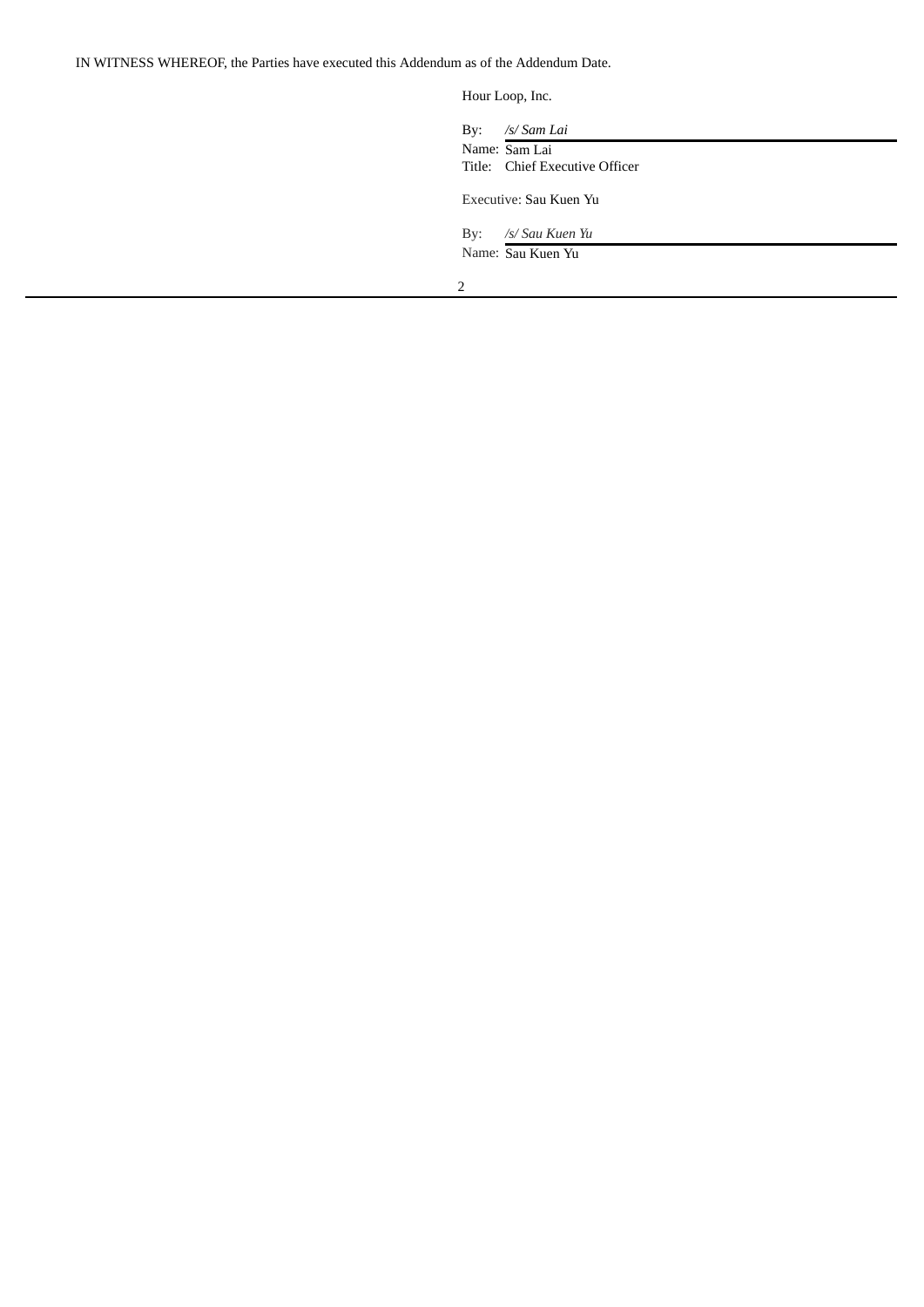IN WITNESS WHEREOF, the Parties have executed this Addendum as of the Addendum Date.

Hour Loop, Inc.

By: */s/ Sam Lai*

Name: Sam Lai

Title: Chief Executive Officer

Executive: Sau Kuen Yu

By: */s/ Sau Kuen Yu*

Name: Sau Kuen Yu